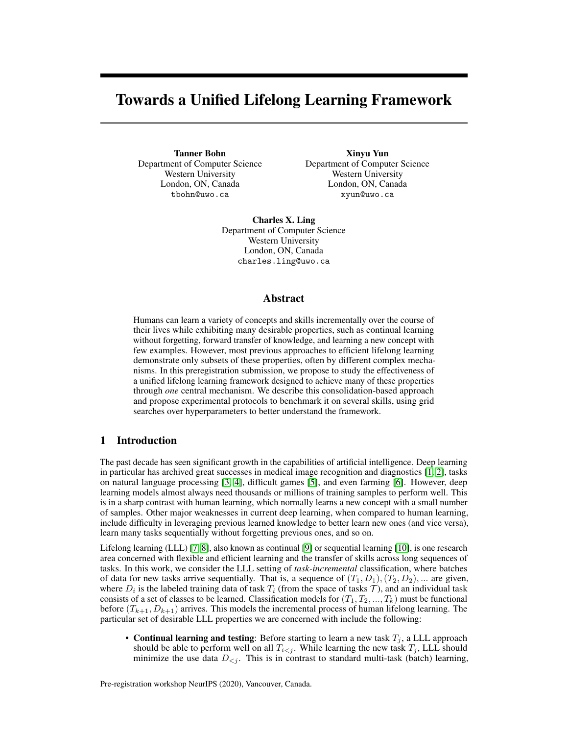# Towards a Unified Lifelong Learning Framework

**Tanner Bohn**
Department of Computer Science
Western University
London, ON, Canada
tbohn@uwo.ca

**Xinyu Yun**
Department of Computer Science
Western University
London, ON, Canada
xyun@uwo.ca

**Charles X. Ling**
Department of Computer Science
Western University
London, ON, Canada
charles.ling@uwo.ca

## Abstract

Humans can learn a variety of concepts and skills incrementally over the course of their lives while exhibiting many desirable properties, such as continual learning without forgetting, forward transfer of knowledge, and learning a new concept with few examples. However, most previous approaches to efficient lifelong learning demonstrate only subsets of these properties, often by different complex mechanisms. In this preregistration submission, we propose to study the effectiveness of a unified lifelong learning framework designed to achieve many of these properties through *one* central mechanism. We describe this consolidation-based approach and propose experimental protocols to benchmark it on several skills, using grid searches over hyperparameters to better understand the framework.

## 1 Introduction

The past decade has seen significant growth in the capabilities of artificial intelligence. Deep learning in particular has archived great successes in medical image recognition and diagnostics [1, 2], tasks on natural language processing [3, 4], difficult games [5], and even farming [6]. However, deep learning models almost always need thousands or millions of training samples to perform well. This is in a sharp contrast with human learning, which normally learns a new concept with a small number of samples. Other major weaknesses in current deep learning, when compared to human learning, include difficulty in leveraging previous learned knowledge to better learn new ones (and vice versa), learn many tasks sequentially without forgetting previous ones, and so on.

Lifelong learning (LLL) [7, 8], also known as continual [9] or sequential learning [10], is one research area concerned with flexible and efficient learning and the transfer of skills across long sequences of tasks. In this work, we consider the LLL setting of *task-incremental* classification, where batches of data for new tasks arrive sequentially. That is, a sequence of $(T_1, D_1), (T_2, D_2), ...$ are given, where $D_i$ is the labeled training data of task $T_i$ (from the space of tasks $\mathcal{T}$), and an individual task consists of a set of classes to be learned. Classification models for $(T_1, T_2, ..., T_k)$ must be functional before $(T_{k+1}, D_{k+1})$ arrives. This models the incremental process of human lifelong learning. The particular set of desirable LLL properties we are concerned with include the following:

- **Continual learning and testing**: Before starting to learn a new task $T_j$, a LLL approach should be able to perform well on all $T_{i<j}$. While learning the new task $T_j$, LLL should minimize the use data $D_{<j}$. This is in contrast to standard multi-task (batch) learning,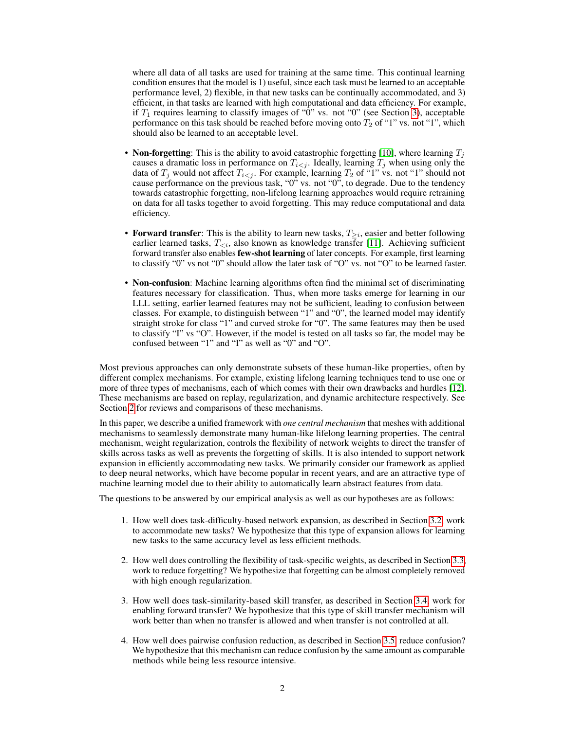where all data of all tasks are used for training at the same time. This continual learning condition ensures that the model is 1) useful, since each task must be learned to an acceptable performance level, 2) flexible, in that new tasks can be continually accommodated, and 3) efficient, in that tasks are learned with high computational and data efficiency. For example, if $T_1$ requires learning to classify images of "0" vs. not "0" (see Section 3), acceptable performance on this task should be reached before moving onto $T_2$ of "1" vs. not "1", which should also be learned to an acceptable level.

- **Non-forgetting**: This is the ability to avoid catastrophic forgetting [10], where learning $T_j$ causes a dramatic loss in performance on $T_{i<j}$. Ideally, learning $T_j$ when using only the data of $T_j$ would not affect $T_{i<j}$. For example, learning $T_2$ of "1" vs. not "1" should not cause performance on the previous task, "0" vs. not "0", to degrade. Due to the tendency towards catastrophic forgetting, non-lifelong learning approaches would require retraining on data for all tasks together to avoid forgetting. This may reduce computational and data efficiency.

- **Forward transfer**: This is the ability to learn new tasks, $T_{>i}$, easier and better following earlier learned tasks, $T_{<i}$, also known as knowledge transfer [11]. Achieving sufficient forward transfer also enables **few-shot learning** of later concepts. For example, first learning to classify "0" vs not "0" should allow the later task of "O" vs. not "O" to be learned faster.

- **Non-confusion**: Machine learning algorithms often find the minimal set of discriminating features necessary for classification. Thus, when more tasks emerge for learning in our LLL setting, earlier learned features may not be sufficient, leading to confusion between classes. For example, to distinguish between "1" and "0", the learned model may identify straight stroke for class "1" and curved stroke for "0". The same features may then be used to classify "I" vs "O". However, if the model is tested on all tasks so far, the model may be confused between "1" and "I" as well as "0" and "O".

Most previous approaches can only demonstrate subsets of these human-like properties, often by different complex mechanisms. For example, existing lifelong learning techniques tend to use one or more of three types of mechanisms, each of which comes with their own drawbacks and hurdles [12]. These mechanisms are based on replay, regularization, and dynamic architecture respectively. See Section 2 for reviews and comparisons of these mechanisms.

In this paper, we describe a unified framework with *one central mechanism* that meshes with additional mechanisms to seamlessly demonstrate many human-like lifelong learning properties. The central mechanism, weight regularization, controls the flexibility of network weights to direct the transfer of skills across tasks as well as prevents the forgetting of skills. It is also intended to support network expansion in efficiently accommodating new tasks. We primarily consider our framework as applied to deep neural networks, which have become popular in recent years, and are an attractive type of machine learning model due to their ability to automatically learn abstract features from data.

The questions to be answered by our empirical analysis as well as our hypotheses are as follows:

1. How well does task-difficulty-based network expansion, as described in Section 3.2, work to accommodate new tasks? We hypothesize that this type of expansion allows for learning new tasks to the same accuracy level as less efficient methods.

2. How well does controlling the flexibility of task-specific weights, as described in Section 3.3, work to reduce forgetting? We hypothesize that forgetting can be almost completely removed with high enough regularization.

3. How well does task-similarity-based skill transfer, as described in Section 3.4, work for enabling forward transfer? We hypothesize that this type of skill transfer mechanism will work better than when no transfer is allowed and when transfer is not controlled at all.

4. How well does pairwise confusion reduction, as described in Section 3.5, reduce confusion? We hypothesize that this mechanism can reduce confusion by the same amount as comparable methods while being less resource intensive.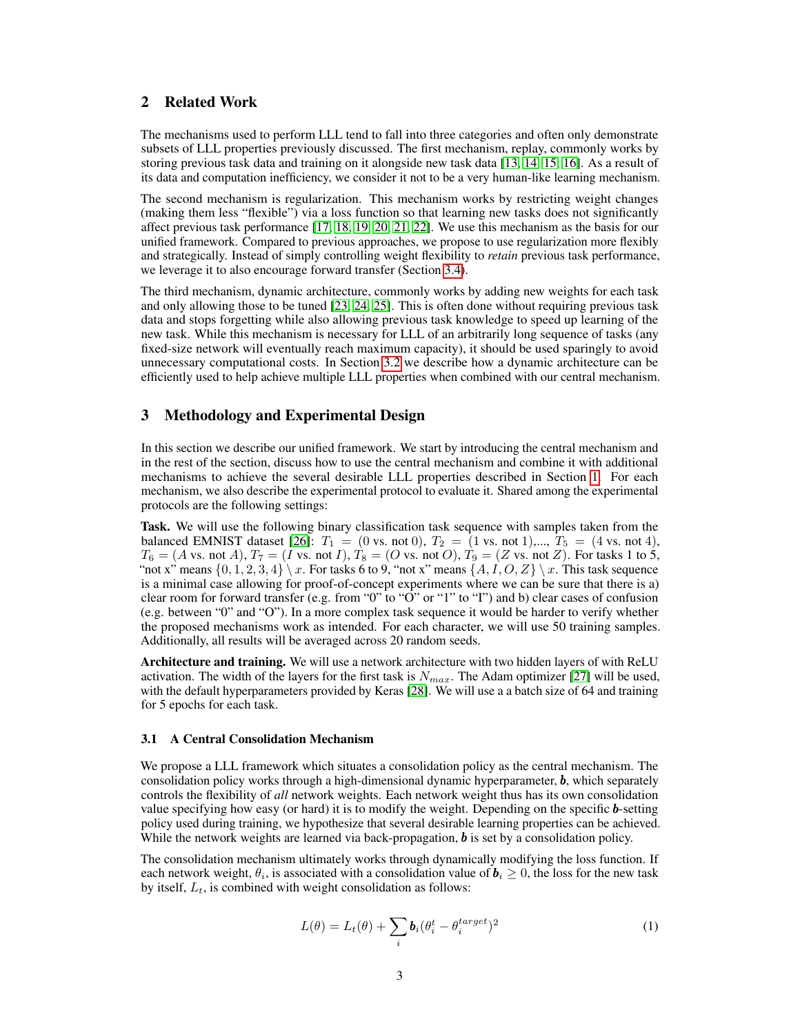## 2 Related Work

The mechanisms used to perform LLL tend to fall into three categories and often only demonstrate subsets of LLL properties previously discussed. The first mechanism, replay, commonly works by storing previous task data and training on it alongside new task data [13, 14, 15, 16]. As a result of its data and computation inefficiency, we consider it not to be a very human-like learning mechanism.

The second mechanism is regularization. This mechanism works by restricting weight changes (making them less "flexible") via a loss function so that learning new tasks does not significantly affect previous task performance [17, 18, 19, 20, 21, 22]. We use this mechanism as the basis for our unified framework. Compared to previous approaches, we propose to use regularization more flexibly and strategically. Instead of simply controlling weight flexibility to *retain* previous task performance, we leverage it to also encourage forward transfer (Section 3.4).

The third mechanism, dynamic architecture, commonly works by adding new weights for each task and only allowing those to be tuned [23, 24, 25]. This is often done without requiring previous task data and stops forgetting while also allowing previous task knowledge to speed up learning of the new task. While this mechanism is necessary for LLL of an arbitrarily long sequence of tasks (any fixed-size network will eventually reach maximum capacity), it should be used sparingly to avoid unnecessary computational costs. In Section 3.2 we describe how a dynamic architecture can be efficiently used to help achieve multiple LLL properties when combined with our central mechanism.

## 3 Methodology and Experimental Design

In this section we describe our unified framework. We start by introducing the central mechanism and in the rest of the section, discuss how to use the central mechanism and combine it with additional mechanisms to achieve the several desirable LLL properties described in Section 1. For each mechanism, we also describe the experimental protocol to evaluate it. Shared among the experimental protocols are the following settings:

**Task.** We will use the following binary classification task sequence with samples taken from the balanced EMNIST dataset [26]: $T_1 = (0 \text{ vs. not } 0)$, $T_2 = (1 \text{ vs. not } 1)$,..., $T_5 = (4 \text{ vs. not } 4)$, $T_6 = (A \text{ vs. not } A)$, $T_7 = (I \text{ vs. not } I)$, $T_8 = (O \text{ vs. not } O)$, $T_9 = (Z \text{ vs. not } Z)$. For tasks 1 to 5, "not x" means $\{0, 1, 2, 3, 4\} \setminus x$. For tasks 6 to 9, "not x" means $\{A, I, O, Z\} \setminus x$. This task sequence is a minimal case allowing for proof-of-concept experiments where we can be sure that there is a) clear room for forward transfer (e.g. from "0" to "O" or "1" to "I") and b) clear cases of confusion (e.g. between "0" and "O"). In a more complex task sequence it would be harder to verify whether the proposed mechanisms work as intended. For each character, we will use 50 training samples. Additionally, all results will be averaged across 20 random seeds.

**Architecture and training.** We will use a network architecture with two hidden layers of with ReLU activation. The width of the layers for the first task is $N_{max}$. The Adam optimizer [27] will be used, with the default hyperparameters provided by Keras [28]. We will use a a batch size of 64 and training for 5 epochs for each task.

### 3.1 A Central Consolidation Mechanism

We propose a LLL framework which situates a consolidation policy as the central mechanism. The consolidation policy works through a high-dimensional dynamic hyperparameter, $\boldsymbol{b}$, which separately controls the flexibility of *all* network weights. Each network weight thus has its own consolidation value specifying how easy (or hard) it is to modify the weight. Depending on the specific $\boldsymbol{b}$-setting policy used during training, we hypothesize that several desirable learning properties can be achieved. While the network weights are learned via back-propagation, $\boldsymbol{b}$ is set by a consolidation policy.

The consolidation mechanism ultimately works through dynamically modifying the loss function. If each network weight, $\theta_i$, is associated with a consolidation value of $\boldsymbol{b}_i \geq 0$, the loss for the new task by itself, $L_t$, is combined with weight consolidation as follows:

$$L(\theta) = L_t(\theta) + \sum_i \boldsymbol{b}_i(\theta_i^t - \theta_i^{target})^2 \tag{1}$$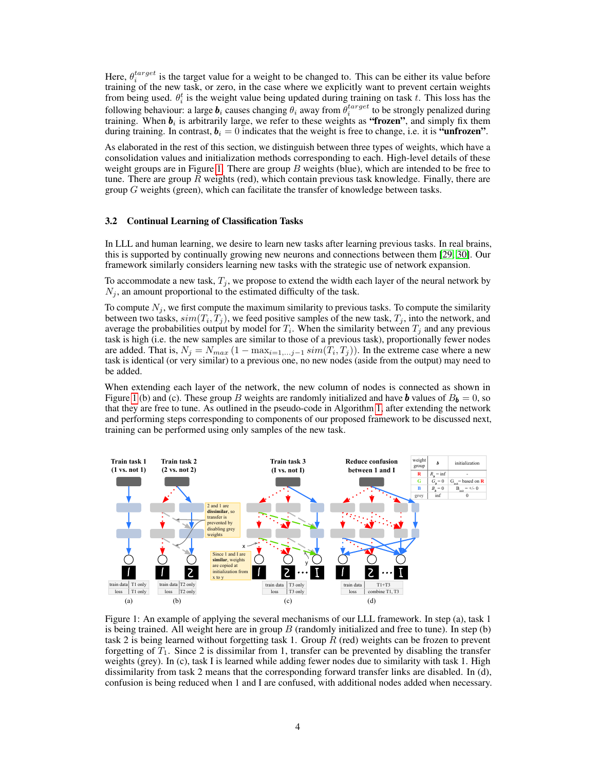Here, $\theta_i^{target}$ is the target value for a weight to be changed to. This can be either its value before training of the new task, or zero, in the case where we explicitly want to prevent certain weights from being used. $\theta_i^t$ is the weight value being updated during training on task $t$. This loss has the following behaviour: a large $\boldsymbol{b}_i$ causes changing $\theta_i$ away from $\theta_i^{target}$ to be strongly penalized during training. When $\boldsymbol{b}_i$ is arbitrarily large, we refer to these weights as **"frozen"**, and simply fix them during training. In contrast, $\boldsymbol{b}_i = 0$ indicates that the weight is free to change, i.e. it is **"unfrozen"**.

As elaborated in the rest of this section, we distinguish between three types of weights, which have a consolidation values and initialization methods corresponding to each. High-level details of these weight groups are in Figure 1. There are group $B$ weights (blue), which are intended to be free to tune. There are group $R$ weights (red), which contain previous task knowledge. Finally, there are group $G$ weights (green), which can facilitate the transfer of knowledge between tasks.

### 3.2 Continual Learning of Classification Tasks

In LLL and human learning, we desire to learn new tasks after learning previous tasks. In real brains, this is supported by continually growing new neurons and connections between them [29, 30]. Our framework similarly considers learning new tasks with the strategic use of network expansion.

To accommodate a new task, $T_j$, we propose to extend the width each layer of the neural network by $N_j$, an amount proportional to the estimated difficulty of the task.

To compute $N_j$, we first compute the maximum similarity to previous tasks. To compute the similarity between two tasks, $sim(T_i, T_j)$, we feed positive samples of the new task, $T_j$, into the network, and average the probabilities output by model for $T_i$. When the similarity between $T_j$ and any previous task is high (i.e. the new samples are similar to those of a previous task), proportionally fewer nodes are added. That is, $N_j = N_{max}\left(1 - \max_{i=1,\ldots,j-1} sim(T_i, T_j)\right)$. In the extreme case where a new task is identical (or very similar) to a previous one, no new nodes (aside from the output) may need to be added.

When extending each layer of the network, the new column of nodes is connected as shown in Figure 1(b) and (c). These group $B$ weights are randomly initialized and have $\boldsymbol{b}$ values of $B_{\boldsymbol{b}} = 0$, so that they are free to tune. As outlined in the pseudo-code in Algorithm 1, after extending the network and performing steps corresponding to components of our proposed framework to be discussed next, training can be performed using only samples of the new task.

Figure 1: An example of applying the several mechanisms of our LLL framework. In step (a), task 1 is being trained. All weight here are in group $B$ (randomly initialized and free to tune). In step (b) task 2 is being learned without forgetting task 1. Group $R$ (red) weights can be frozen to prevent forgetting of $T_1$. Since 2 is dissimilar from 1, transfer can be prevented by disabling the transfer weights (grey). In (c), task I is learned while adding fewer nodes due to similarity with task 1. High dissimilarity from task 2 means that the corresponding forward transfer links are disabled. In (d), confusion is being reduced when 1 and I are confused, with additional nodes added when necessary.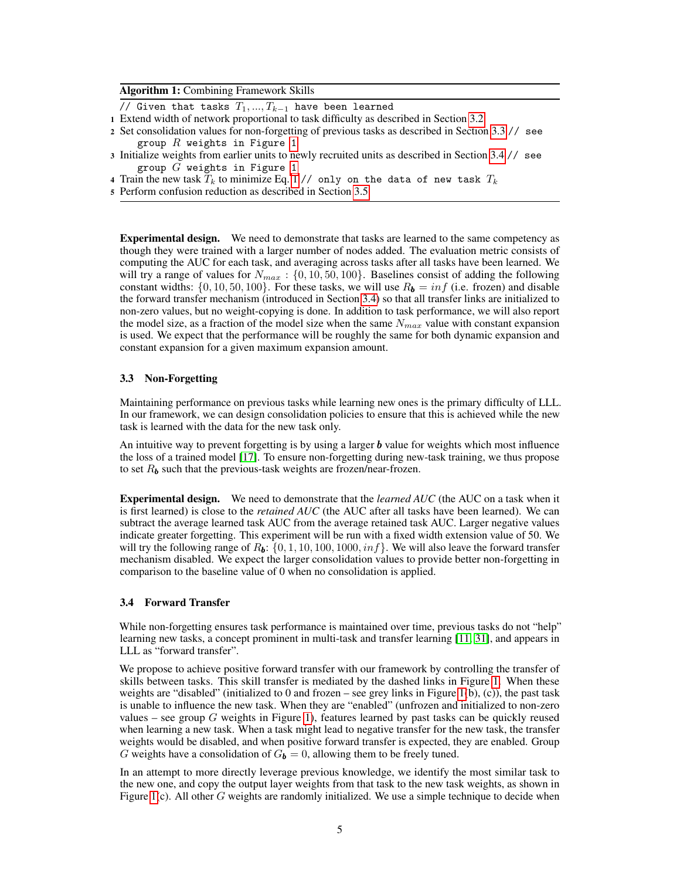**Algorithm 1:** Combining Framework Skills

```
// Given that tasks T_1, ..., T_{k-1} have been learned
1 Extend width of network proportional to task difficulty as described in Section 3.2
2 Set consolidation values for non-forgetting of previous tasks as described in Section 3.3 // see
    group R weights in Figure 1
3 Initialize weights from earlier units to newly recruited units as described in Section 3.4 // see
    group G weights in Figure 1
4 Train the new task T_k to minimize Eq. 1 // only on the data of new task T_k
5 Perform confusion reduction as described in Section 3.5
```

**Experimental design.** We need to demonstrate that tasks are learned to the same competency as though they were trained with a larger number of nodes added. The evaluation metric consists of computing the AUC for each task, and averaging across tasks after all tasks have been learned. We will try a range of values for $N_{max}$ : $\{0, 10, 50, 100\}$. Baselines consist of adding the following constant widths: $\{0, 10, 50, 100\}$. For these tasks, we will use $R_{\boldsymbol{b}} = inf$ (i.e. frozen) and disable the forward transfer mechanism (introduced in Section 3.4) so that all transfer links are initialized to non-zero values, but no weight-copying is done. In addition to task performance, we will also report the model size, as a fraction of the model size when the same $N_{max}$ value with constant expansion is used. We expect that the performance will be roughly the same for both dynamic expansion and constant expansion for a given maximum expansion amount.

### 3.3 Non-Forgetting

Maintaining performance on previous tasks while learning new ones is the primary difficulty of LLL. In our framework, we can design consolidation policies to ensure that this is achieved while the new task is learned with the data for the new task only.

An intuitive way to prevent forgetting is by using a larger $\boldsymbol{b}$ value for weights which most influence the loss of a trained model [17]. To ensure non-forgetting during new-task training, we thus propose to set $R_{\boldsymbol{b}}$ such that the previous-task weights are frozen/near-frozen.

**Experimental design.** We need to demonstrate that the *learned AUC* (the AUC on a task when it is first learned) is close to the *retained AUC* (the AUC after all tasks have been learned). We can subtract the average learned task AUC from the average retained task AUC. Larger negative values indicate greater forgetting. This experiment will be run with a fixed width extension value of 50. We will try the following range of $R_{\boldsymbol{b}}$: $\{0, 1, 10, 100, 1000, inf\}$. We will also leave the forward transfer mechanism disabled. We expect the larger consolidation values to provide better non-forgetting in comparison to the baseline value of 0 when no consolidation is applied.

### 3.4 Forward Transfer

While non-forgetting ensures task performance is maintained over time, previous tasks do not "help" learning new tasks, a concept prominent in multi-task and transfer learning [11, 31], and appears in LLL as "forward transfer".

We propose to achieve positive forward transfer with our framework by controlling the transfer of skills between tasks. This skill transfer is mediated by the dashed links in Figure 1. When these weights are "disabled" (initialized to 0 and frozen – see grey links in Figure 1(b), (c)), the past task is unable to influence the new task. When they are "enabled" (unfrozen and initialized to non-zero values – see group $G$ weights in Figure 1), features learned by past tasks can be quickly reused when learning a new task. When a task might lead to negative transfer for the new task, the transfer weights would be disabled, and when positive forward transfer is expected, they are enabled. Group $G$ weights have a consolidation of $G_{\boldsymbol{b}} = 0$, allowing them to be freely tuned.

In an attempt to more directly leverage previous knowledge, we identify the most similar task to the new one, and copy the output layer weights from that task to the new task weights, as shown in Figure 1(c). All other $G$ weights are randomly initialized. We use a simple technique to decide when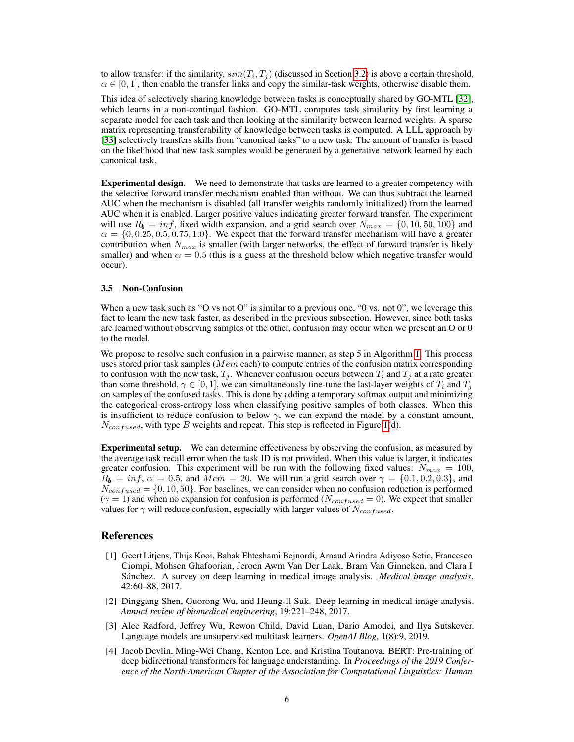to allow transfer: if the similarity, $sim(T_i, T_j)$ (discussed in Section 3.2) is above a certain threshold, $\alpha \in [0, 1]$, then enable the transfer links and copy the similar-task weights, otherwise disable them.

This idea of selectively sharing knowledge between tasks is conceptually shared by GO-MTL [32], which learns in a non-continual fashion. GO-MTL computes task similarity by first learning a separate model for each task and then looking at the similarity between learned weights. A sparse matrix representing transferability of knowledge between tasks is computed. A LLL approach by [33] selectively transfers skills from "canonical tasks" to a new task. The amount of transfer is based on the likelihood that new task samples would be generated by a generative network learned by each canonical task.

**Experimental design.** We need to demonstrate that tasks are learned to a greater competency with the selective forward transfer mechanism enabled than without. We can thus subtract the learned AUC when the mechanism is disabled (all transfer weights randomly initialized) from the learned AUC when it is enabled. Larger positive values indicating greater forward transfer. The experiment will use $R_{\boldsymbol{b}} = inf$, fixed width expansion, and a grid search over $N_{max} = \{0, 10, 50, 100\}$ and $\alpha = \{0, 0.25, 0.5, 0.75, 1.0\}$. We expect that the forward transfer mechanism will have a greater contribution when $N_{max}$ is smaller (with larger networks, the effect of forward transfer is likely smaller) and when $\alpha = 0.5$ (this is a guess at the threshold below which negative transfer would occur).

### 3.5 Non-Confusion

When a new task such as "O vs not O" is similar to a previous one, "0 vs. not 0", we leverage this fact to learn the new task faster, as described in the previous subsection. However, since both tasks are learned without observing samples of the other, confusion may occur when we present an O or 0 to the model.

We propose to resolve such confusion in a pairwise manner, as step 5 in Algorithm 1. This process uses stored prior task samples ($Mem$ each) to compute entries of the confusion matrix corresponding to confusion with the new task, $T_j$. Whenever confusion occurs between $T_i$ and $T_j$ at a rate greater than some threshold, $\gamma \in [0, 1]$, we can simultaneously fine-tune the last-layer weights of $T_i$ and $T_j$ on samples of the confused tasks. This is done by adding a temporary softmax output and minimizing the categorical cross-entropy loss when classifying positive samples of both classes. When this is insufficient to reduce confusion to below $\gamma$, we can expand the model by a constant amount, $N_{confused}$, with type $B$ weights and repeat. This step is reflected in Figure 1(d).

**Experimental setup.** We can determine effectiveness by observing the confusion, as measured by the average task recall error when the task ID is not provided. When this value is larger, it indicates greater confusion. This experiment will be run with the following fixed values: $N_{max} = 100$, $R_{\boldsymbol{b}} = inf$, $\alpha = 0.5$, and $Mem = 20$. We will run a grid search over $\gamma = \{0.1, 0.2, 0.3\}$, and $N_{confused} = \{0, 10, 50\}$. For baselines, we can consider when no confusion reduction is performed ($\gamma = 1$) and when no expansion for confusion is performed ($N_{confused} = 0$). We expect that smaller values for $\gamma$ will reduce confusion, especially with larger values of $N_{confused}$.

## References

[1] Geert Litjens, Thijs Kooi, Babak Ehteshami Bejnordi, Arnaud Arindra Adiyoso Setio, Francesco Ciompi, Mohsen Ghafoorian, Jeroen Awm Van Der Laak, Bram Van Ginneken, and Clara I Sánchez. A survey on deep learning in medical image analysis. *Medical image analysis*, 42:60–88, 2017.

[2] Dinggang Shen, Guorong Wu, and Heung-Il Suk. Deep learning in medical image analysis. *Annual review of biomedical engineering*, 19:221–248, 2017.

[3] Alec Radford, Jeffrey Wu, Rewon Child, David Luan, Dario Amodei, and Ilya Sutskever. Language models are unsupervised multitask learners. *OpenAI Blog*, 1(8):9, 2019.

[4] Jacob Devlin, Ming-Wei Chang, Kenton Lee, and Kristina Toutanova. BERT: Pre-training of deep bidirectional transformers for language understanding. In *Proceedings of the 2019 Conference of the North American Chapter of the Association for Computational Linguistics: Human*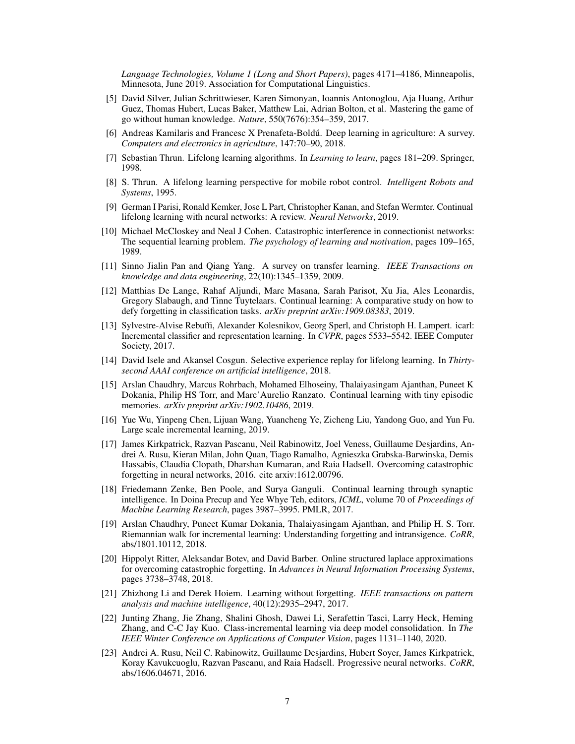*Language Technologies, Volume 1 (Long and Short Papers)*, pages 4171–4186, Minneapolis, Minnesota, June 2019. Association for Computational Linguistics.

[5] David Silver, Julian Schrittwieser, Karen Simonyan, Ioannis Antonoglou, Aja Huang, Arthur Guez, Thomas Hubert, Lucas Baker, Matthew Lai, Adrian Bolton, et al. Mastering the game of go without human knowledge. *Nature*, 550(7676):354–359, 2017.

[6] Andreas Kamilaris and Francesc X Prenafeta-Boldú. Deep learning in agriculture: A survey. *Computers and electronics in agriculture*, 147:70–90, 2018.

[7] Sebastian Thrun. Lifelong learning algorithms. In *Learning to learn*, pages 181–209. Springer, 1998.

[8] S. Thrun. A lifelong learning perspective for mobile robot control. *Intelligent Robots and Systems*, 1995.

[9] German I Parisi, Ronald Kemker, Jose L Part, Christopher Kanan, and Stefan Wermter. Continual lifelong learning with neural networks: A review. *Neural Networks*, 2019.

[10] Michael McCloskey and Neal J Cohen. Catastrophic interference in connectionist networks: The sequential learning problem. *The psychology of learning and motivation*, pages 109–165, 1989.

[11] Sinno Jialin Pan and Qiang Yang. A survey on transfer learning. *IEEE Transactions on knowledge and data engineering*, 22(10):1345–1359, 2009.

[12] Matthias De Lange, Rahaf Aljundi, Marc Masana, Sarah Parisot, Xu Jia, Ales Leonardis, Gregory Slabaugh, and Tinne Tuytelaars. Continual learning: A comparative study on how to defy forgetting in classification tasks. *arXiv preprint arXiv:1909.08383*, 2019.

[13] Sylvestre-Alvise Rebuffi, Alexander Kolesnikov, Georg Sperl, and Christoph H. Lampert. icarl: Incremental classifier and representation learning. In *CVPR*, pages 5533–5542. IEEE Computer Society, 2017.

[14] David Isele and Akansel Cosgun. Selective experience replay for lifelong learning. In *Thirty-second AAAI conference on artificial intelligence*, 2018.

[15] Arslan Chaudhry, Marcus Rohrbach, Mohamed Elhoseiny, Thalaiyasingam Ajanthan, Puneet K Dokania, Philip HS Torr, and Marc'Aurelio Ranzato. Continual learning with tiny episodic memories. *arXiv preprint arXiv:1902.10486*, 2019.

[16] Yue Wu, Yinpeng Chen, Lijuan Wang, Yuancheng Ye, Zicheng Liu, Yandong Guo, and Yun Fu. Large scale incremental learning, 2019.

[17] James Kirkpatrick, Razvan Pascanu, Neil Rabinowitz, Joel Veness, Guillaume Desjardins, Andrei A. Rusu, Kieran Milan, John Quan, Tiago Ramalho, Agnieszka Grabska-Barwinska, Demis Hassabis, Claudia Clopath, Dharshan Kumaran, and Raia Hadsell. Overcoming catastrophic forgetting in neural networks, 2016. cite arxiv:1612.00796.

[18] Friedemann Zenke, Ben Poole, and Surya Ganguli. Continual learning through synaptic intelligence. In Doina Precup and Yee Whye Teh, editors, *ICML*, volume 70 of *Proceedings of Machine Learning Research*, pages 3987–3995. PMLR, 2017.

[19] Arslan Chaudhry, Puneet Kumar Dokania, Thalaiyasingam Ajanthan, and Philip H. S. Torr. Riemannian walk for incremental learning: Understanding forgetting and intransigence. *CoRR*, abs/1801.10112, 2018.

[20] Hippolyt Ritter, Aleksandar Botev, and David Barber. Online structured laplace approximations for overcoming catastrophic forgetting. In *Advances in Neural Information Processing Systems*, pages 3738–3748, 2018.

[21] Zhizhong Li and Derek Hoiem. Learning without forgetting. *IEEE transactions on pattern analysis and machine intelligence*, 40(12):2935–2947, 2017.

[22] Junting Zhang, Jie Zhang, Shalini Ghosh, Dawei Li, Serafettin Tasci, Larry Heck, Heming Zhang, and C-C Jay Kuo. Class-incremental learning via deep model consolidation. In *The IEEE Winter Conference on Applications of Computer Vision*, pages 1131–1140, 2020.

[23] Andrei A. Rusu, Neil C. Rabinowitz, Guillaume Desjardins, Hubert Soyer, James Kirkpatrick, Koray Kavukcuoglu, Razvan Pascanu, and Raia Hadsell. Progressive neural networks. *CoRR*, abs/1606.04671, 2016.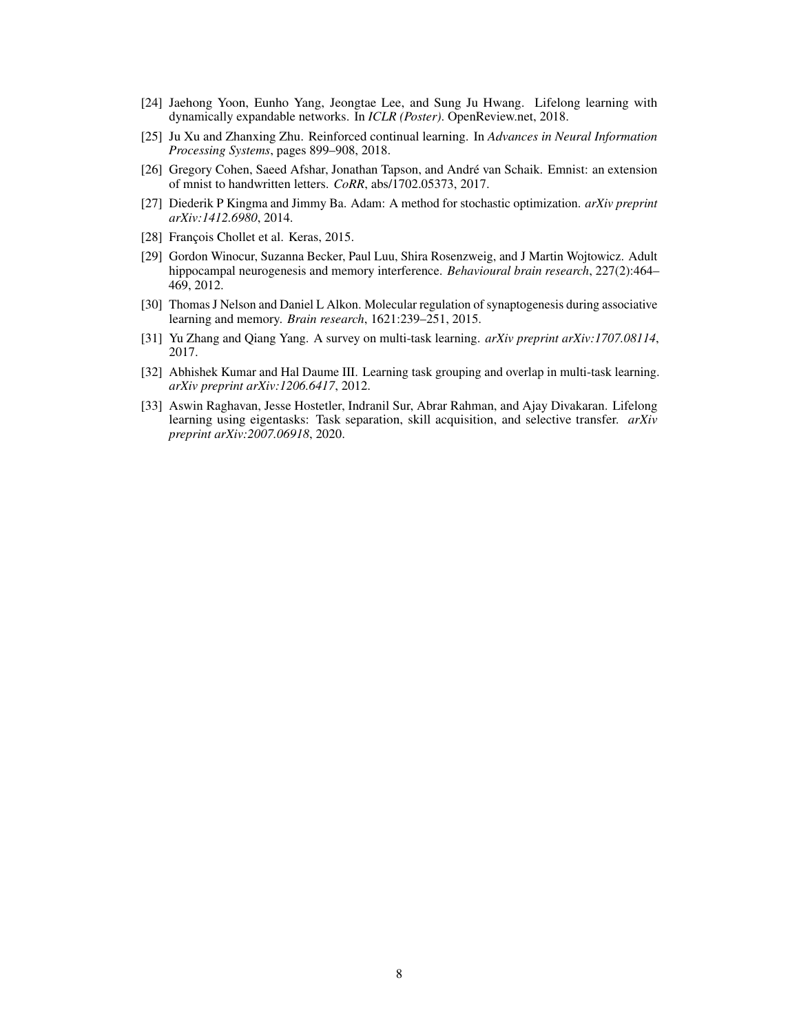[24] Jaehong Yoon, Eunho Yang, Jeongtae Lee, and Sung Ju Hwang. Lifelong learning with dynamically expandable networks. In *ICLR (Poster)*. OpenReview.net, 2018.

[25] Ju Xu and Zhanxing Zhu. Reinforced continual learning. In *Advances in Neural Information Processing Systems*, pages 899–908, 2018.

[26] Gregory Cohen, Saeed Afshar, Jonathan Tapson, and André van Schaik. Emnist: an extension of mnist to handwritten letters. *CoRR*, abs/1702.05373, 2017.

[27] Diederik P Kingma and Jimmy Ba. Adam: A method for stochastic optimization. *arXiv preprint arXiv:1412.6980*, 2014.

[28] François Chollet et al. Keras, 2015.

[29] Gordon Winocur, Suzanna Becker, Paul Luu, Shira Rosenzweig, and J Martin Wojtowicz. Adult hippocampal neurogenesis and memory interference. *Behavioural brain research*, 227(2):464–469, 2012.

[30] Thomas J Nelson and Daniel L Alkon. Molecular regulation of synaptogenesis during associative learning and memory. *Brain research*, 1621:239–251, 2015.

[31] Yu Zhang and Qiang Yang. A survey on multi-task learning. *arXiv preprint arXiv:1707.08114*, 2017.

[32] Abhishek Kumar and Hal Daume III. Learning task grouping and overlap in multi-task learning. *arXiv preprint arXiv:1206.6417*, 2012.

[33] Aswin Raghavan, Jesse Hostetler, Indranil Sur, Abrar Rahman, and Ajay Divakaran. Lifelong learning using eigentasks: Task separation, skill acquisition, and selective transfer. *arXiv preprint arXiv:2007.06918*, 2020.